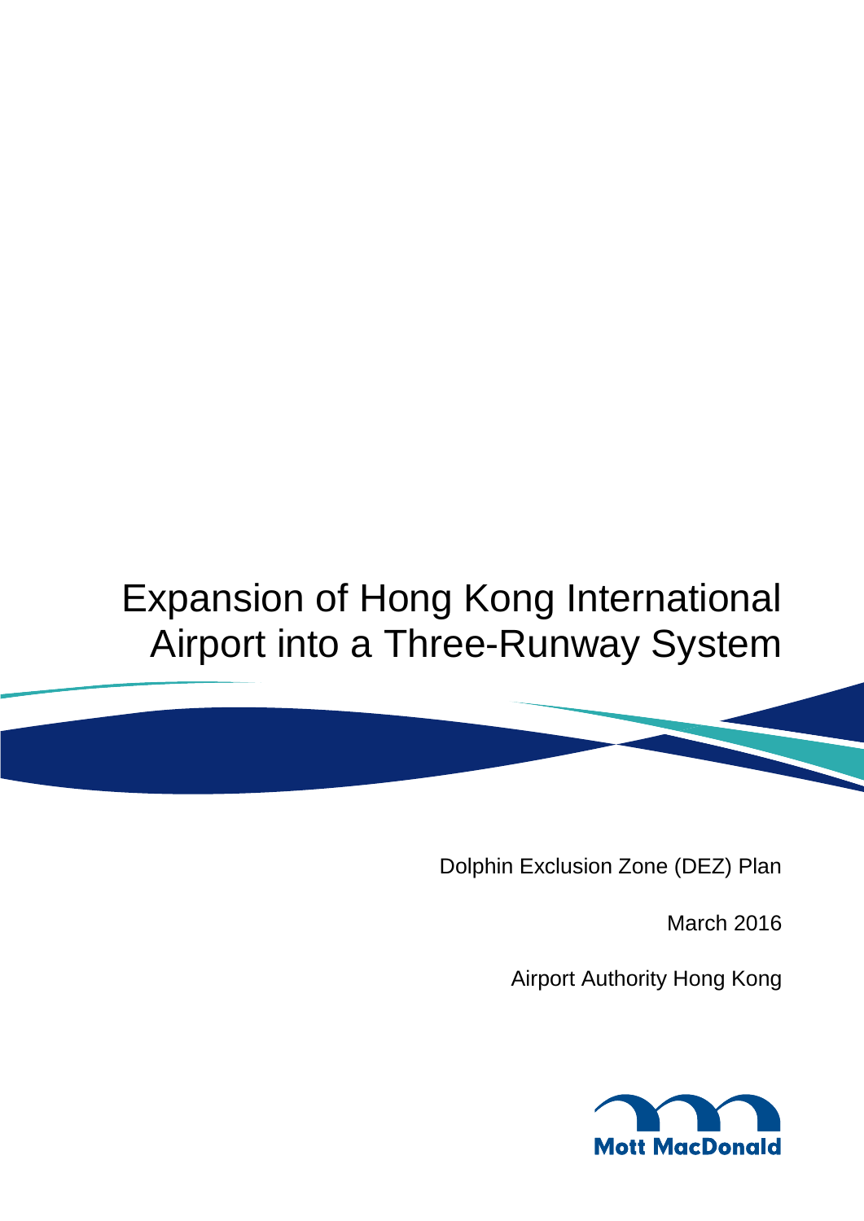# Expansion of Hong Kong International Airport into a Three-Runway System

Dolphin Exclusion Zone (DEZ) Plan

March 2016

Airport Authority Hong Kong

Mott MacDonald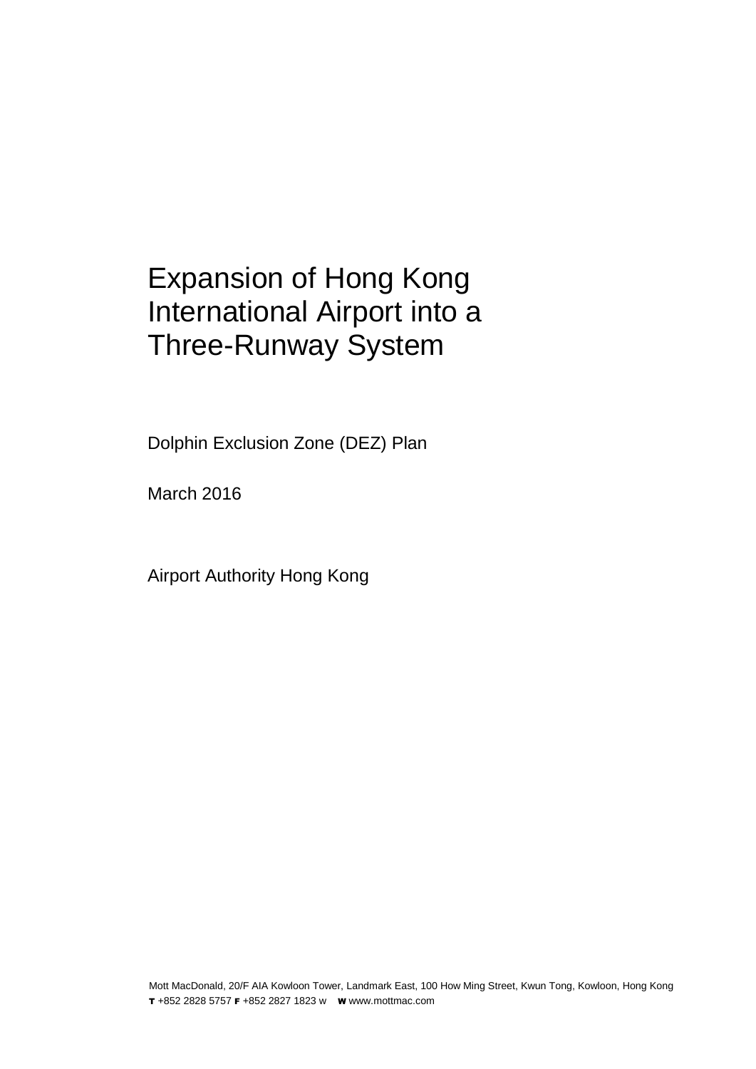# Expansion of Hong Kong International Airport into a Three-Runway System

Dolphin Exclusion Zone (DEZ) Plan

March 2016

Airport Authority Hong Kong

Mott MacDonald, 20/F AIA Kowloon Tower, Landmark East, 100 How Ming Street, Kwun Tong, Kowloon, Hong Kong
**T** +852 2828 5757 **F** +852 2827 1823 w **W** www.mottmac.com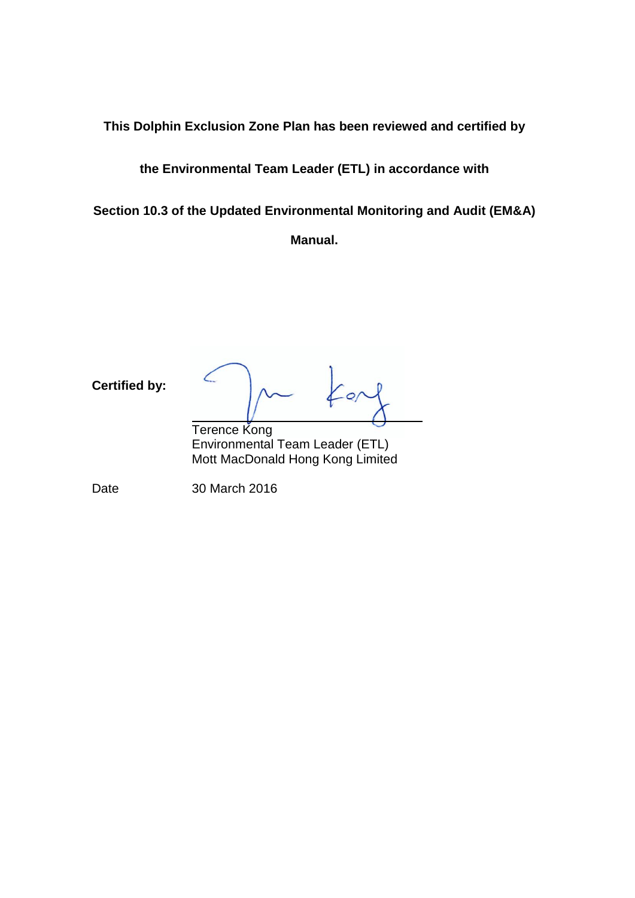**This Dolphin Exclusion Zone Plan has been reviewed and certified by the Environmental Team Leader (ETL) in accordance with Section 10.3 of the Updated Environmental Monitoring and Audit (EM&A) Manual.**

**Certified by:**

Terence Kong
Environmental Team Leader (ETL)
Mott MacDonald Hong Kong Limited

Date 30 March 2016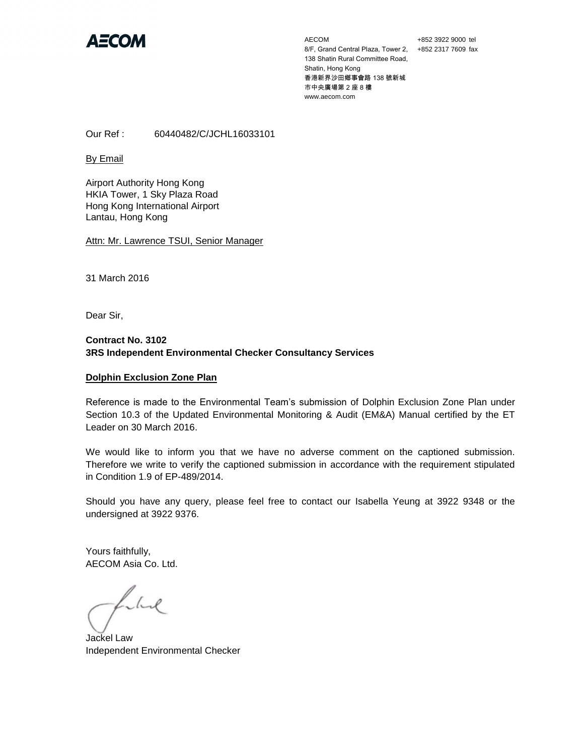**AECOM**

AECOM
8/F, Grand Central Plaza, Tower 2,
138 Shatin Rural Committee Road,
Shatin, Hong Kong
香港新界沙田鄉事會路 138 號新城
市中央廣場第 2 座 8 樓
www.aecom.com

+852 3922 9000 tel
+852 2317 7609 fax

Our Ref : 60440482/C/JCHL16033101

By Email

Airport Authority Hong Kong
HKIA Tower, 1 Sky Plaza Road
Hong Kong International Airport
Lantau, Hong Kong

Attn: Mr. Lawrence TSUI, Senior Manager

31 March 2016

Dear Sir,

**Contract No. 3102**
**3RS Independent Environmental Checker Consultancy Services**

**Dolphin Exclusion Zone Plan**

Reference is made to the Environmental Team's submission of Dolphin Exclusion Zone Plan under Section 10.3 of the Updated Environmental Monitoring & Audit (EM&A) Manual certified by the ET Leader on 30 March 2016.

We would like to inform you that we have no adverse comment on the captioned submission. Therefore we write to verify the captioned submission in accordance with the requirement stipulated in Condition 1.9 of EP-489/2014.

Should you have any query, please feel free to contact our Isabella Yeung at 3922 9348 or the undersigned at 3922 9376.

Yours faithfully,
AECOM Asia Co. Ltd.

Jackel Law
Independent Environmental Checker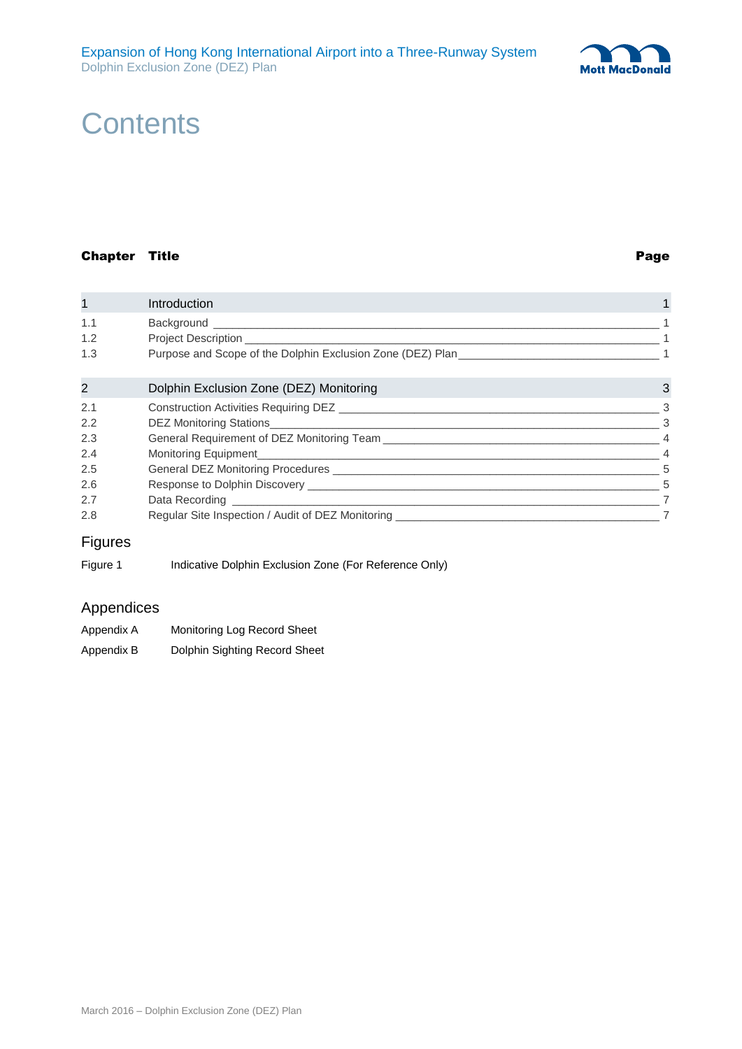# Contents

| Chapter | Title | Page |
|---|---|---|
| 1 | Introduction | 1 |
| 1.1 | Background | 1 |
| 1.2 | Project Description | 1 |
| 1.3 | Purpose and Scope of the Dolphin Exclusion Zone (DEZ) Plan | 1 |
| 2 | Dolphin Exclusion Zone (DEZ) Monitoring | 3 |
| 2.1 | Construction Activities Requiring DEZ | 3 |
| 2.2 | DEZ Monitoring Stations | 3 |
| 2.3 | General Requirement of DEZ Monitoring Team | 4 |
| 2.4 | Monitoring Equipment | 4 |
| 2.5 | General DEZ Monitoring Procedures | 5 |
| 2.6 | Response to Dolphin Discovery | 5 |
| 2.7 | Data Recording | 7 |
| 2.8 | Regular Site Inspection / Audit of DEZ Monitoring | 7 |

## Figures

Figure 1 Indicative Dolphin Exclusion Zone (For Reference Only)

## Appendices

Appendix A Monitoring Log Record Sheet

Appendix B Dolphin Sighting Record Sheet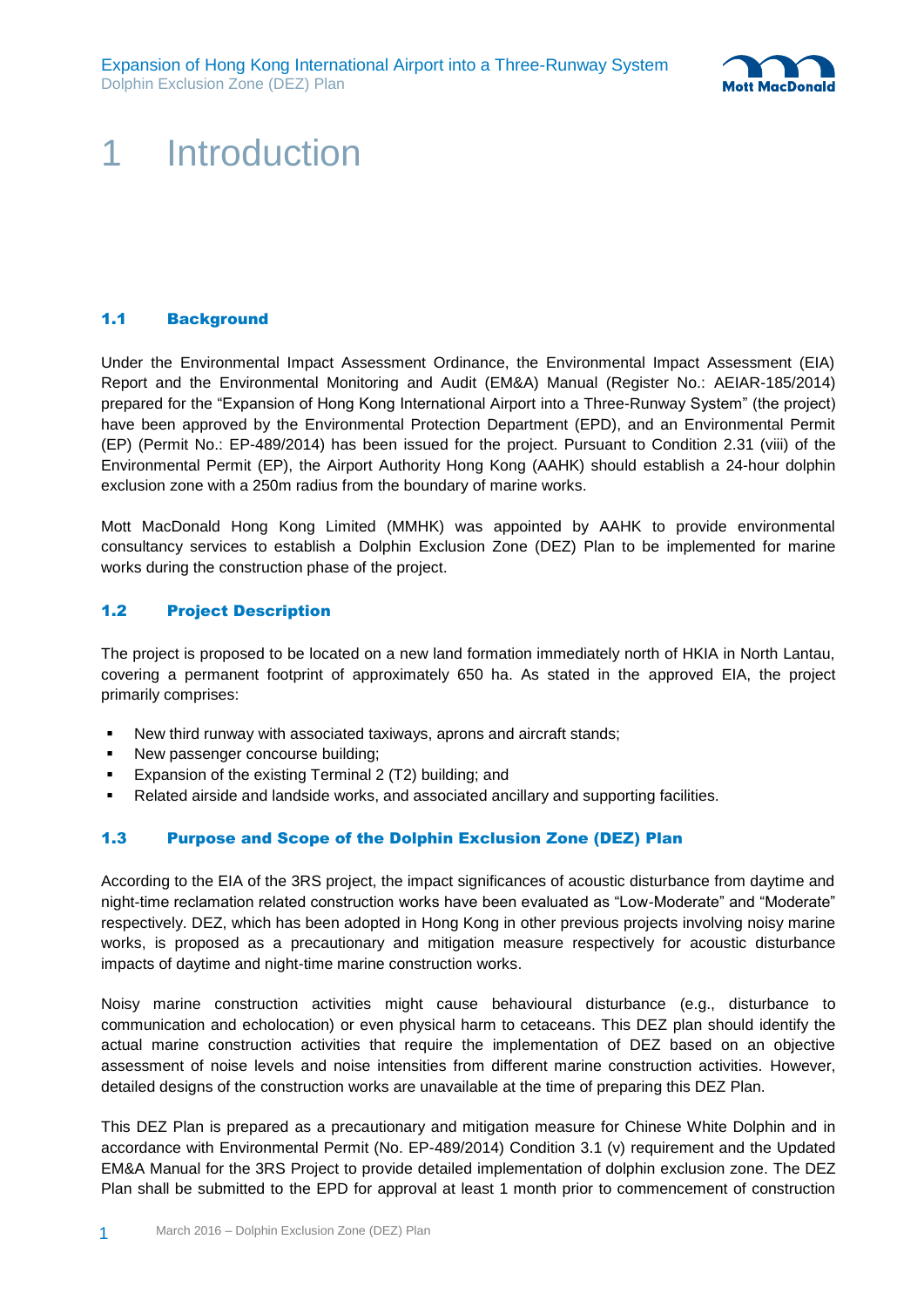# 1 Introduction

## 1.1 Background

Under the Environmental Impact Assessment Ordinance, the Environmental Impact Assessment (EIA) Report and the Environmental Monitoring and Audit (EM&A) Manual (Register No.: AEIAR-185/2014) prepared for the "Expansion of Hong Kong International Airport into a Three-Runway System" (the project) have been approved by the Environmental Protection Department (EPD), and an Environmental Permit (EP) (Permit No.: EP-489/2014) has been issued for the project. Pursuant to Condition 2.31 (viii) of the Environmental Permit (EP), the Airport Authority Hong Kong (AAHK) should establish a 24-hour dolphin exclusion zone with a 250m radius from the boundary of marine works.

Mott MacDonald Hong Kong Limited (MMHK) was appointed by AAHK to provide environmental consultancy services to establish a Dolphin Exclusion Zone (DEZ) Plan to be implemented for marine works during the construction phase of the project.

## 1.2 Project Description

The project is proposed to be located on a new land formation immediately north of HKIA in North Lantau, covering a permanent footprint of approximately 650 ha. As stated in the approved EIA, the project primarily comprises:

- New third runway with associated taxiways, aprons and aircraft stands;
- New passenger concourse building;
- Expansion of the existing Terminal 2 (T2) building; and
- Related airside and landside works, and associated ancillary and supporting facilities.

## 1.3 Purpose and Scope of the Dolphin Exclusion Zone (DEZ) Plan

According to the EIA of the 3RS project, the impact significances of acoustic disturbance from daytime and night-time reclamation related construction works have been evaluated as "Low-Moderate" and "Moderate" respectively. DEZ, which has been adopted in Hong Kong in other previous projects involving noisy marine works, is proposed as a precautionary and mitigation measure respectively for acoustic disturbance impacts of daytime and night-time marine construction works.

Noisy marine construction activities might cause behavioural disturbance (e.g., disturbance to communication and echolocation) or even physical harm to cetaceans. This DEZ plan should identify the actual marine construction activities that require the implementation of DEZ based on an objective assessment of noise levels and noise intensities from different marine construction activities. However, detailed designs of the construction works are unavailable at the time of preparing this DEZ Plan.

This DEZ Plan is prepared as a precautionary and mitigation measure for Chinese White Dolphin and in accordance with Environmental Permit (No. EP-489/2014) Condition 3.1 (v) requirement and the Updated EM&A Manual for the 3RS Project to provide detailed implementation of dolphin exclusion zone. The DEZ Plan shall be submitted to the EPD for approval at least 1 month prior to commencement of construction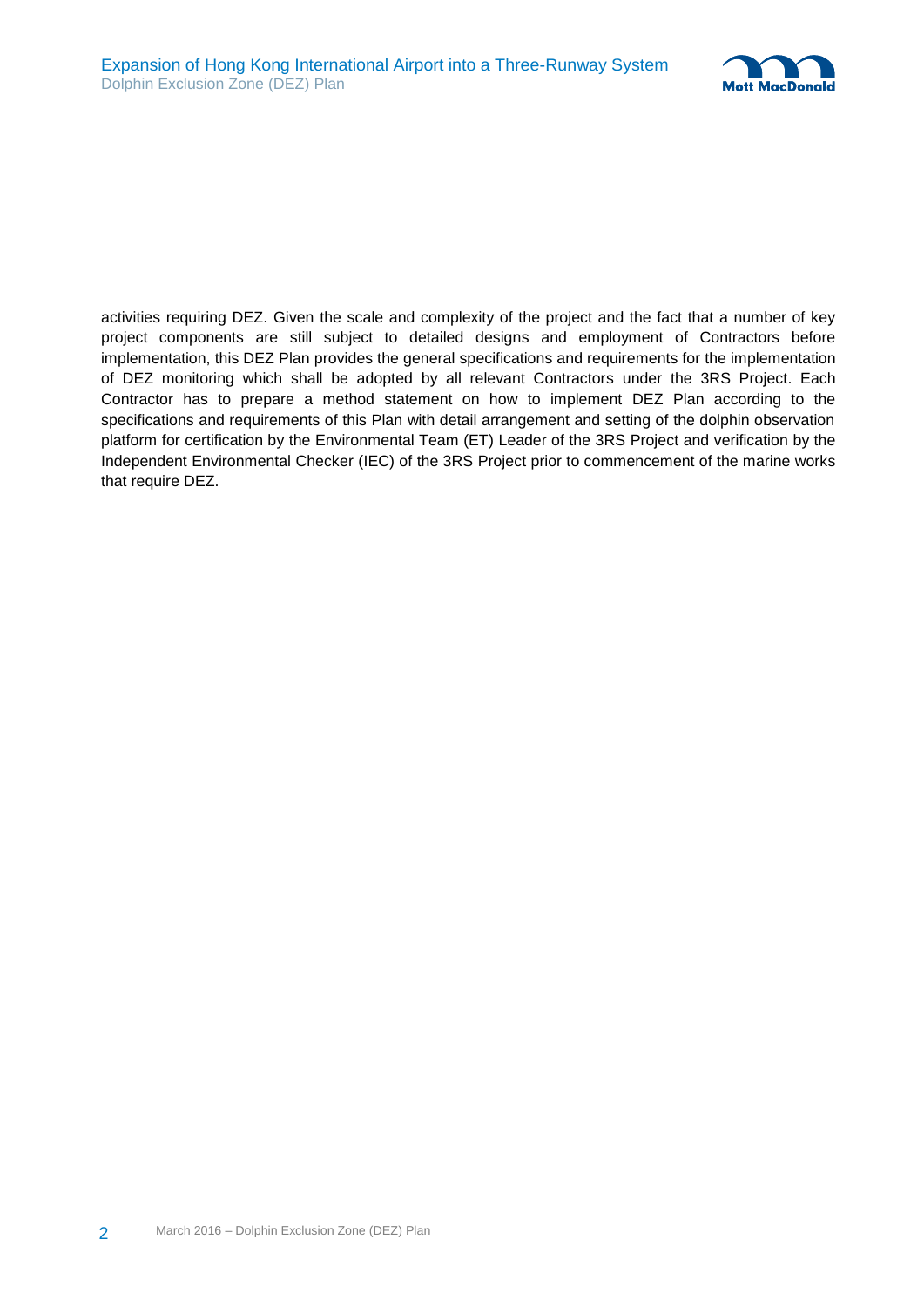activities requiring DEZ. Given the scale and complexity of the project and the fact that a number of key project components are still subject to detailed designs and employment of Contractors before implementation, this DEZ Plan provides the general specifications and requirements for the implementation of DEZ monitoring which shall be adopted by all relevant Contractors under the 3RS Project. Each Contractor has to prepare a method statement on how to implement DEZ Plan according to the specifications and requirements of this Plan with detail arrangement and setting of the dolphin observation platform for certification by the Environmental Team (ET) Leader of the 3RS Project and verification by the Independent Environmental Checker (IEC) of the 3RS Project prior to commencement of the marine works that require DEZ.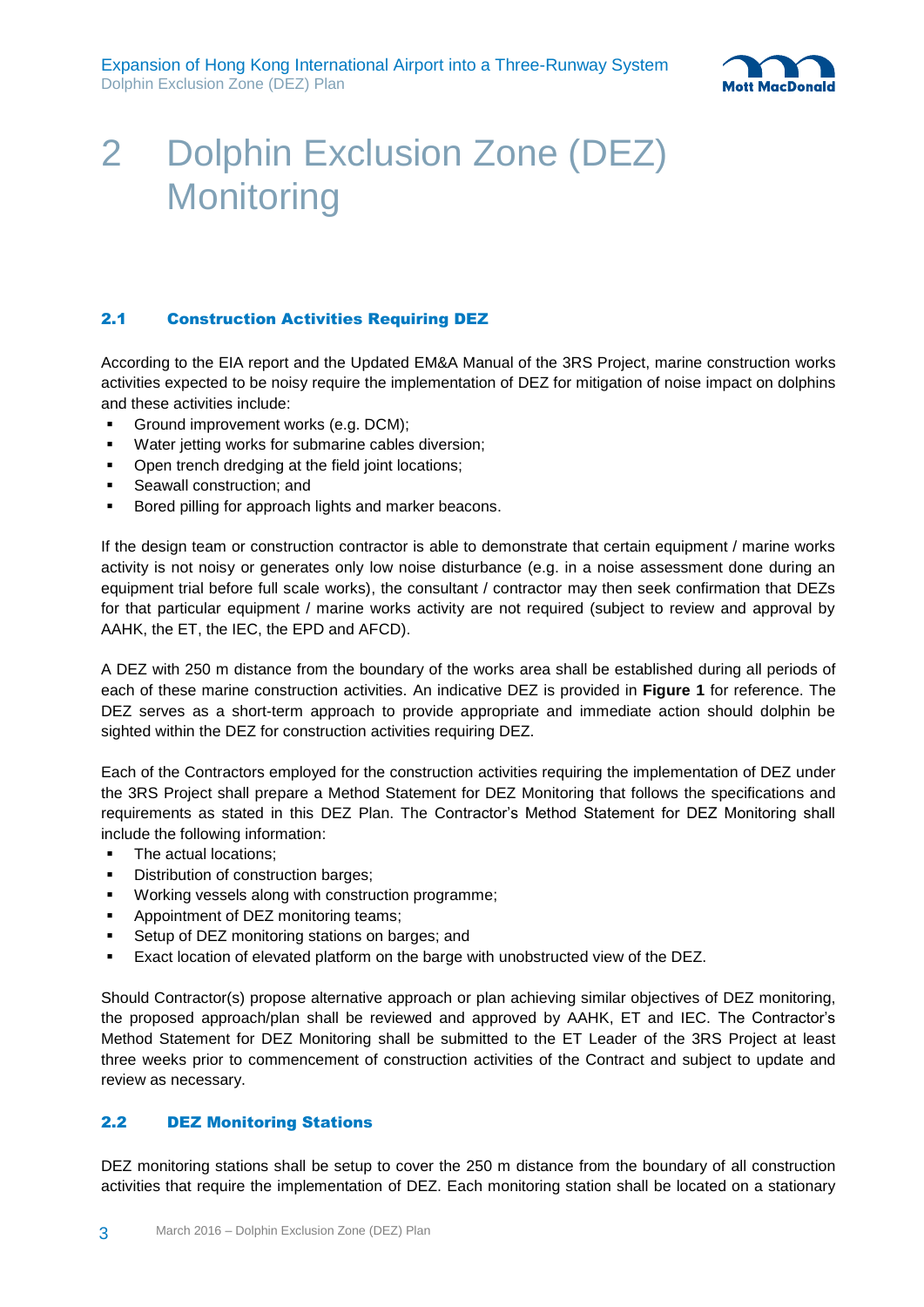# 2 Dolphin Exclusion Zone (DEZ) Monitoring

## 2.1 Construction Activities Requiring DEZ

According to the EIA report and the Updated EM&A Manual of the 3RS Project, marine construction works activities expected to be noisy require the implementation of DEZ for mitigation of noise impact on dolphins and these activities include:

- Ground improvement works (e.g. DCM);
- Water jetting works for submarine cables diversion;
- Open trench dredging at the field joint locations;
- Seawall construction; and
- Bored pilling for approach lights and marker beacons.

If the design team or construction contractor is able to demonstrate that certain equipment / marine works activity is not noisy or generates only low noise disturbance (e.g. in a noise assessment done during an equipment trial before full scale works), the consultant / contractor may then seek confirmation that DEZs for that particular equipment / marine works activity are not required (subject to review and approval by AAHK, the ET, the IEC, the EPD and AFCD).

A DEZ with 250 m distance from the boundary of the works area shall be established during all periods of each of these marine construction activities. An indicative DEZ is provided in **Figure 1** for reference. The DEZ serves as a short-term approach to provide appropriate and immediate action should dolphin be sighted within the DEZ for construction activities requiring DEZ.

Each of the Contractors employed for the construction activities requiring the implementation of DEZ under the 3RS Project shall prepare a Method Statement for DEZ Monitoring that follows the specifications and requirements as stated in this DEZ Plan. The Contractor's Method Statement for DEZ Monitoring shall include the following information:

- The actual locations;
- Distribution of construction barges;
- Working vessels along with construction programme;
- Appointment of DEZ monitoring teams;
- Setup of DEZ monitoring stations on barges; and
- Exact location of elevated platform on the barge with unobstructed view of the DEZ.

Should Contractor(s) propose alternative approach or plan achieving similar objectives of DEZ monitoring, the proposed approach/plan shall be reviewed and approved by AAHK, ET and IEC. The Contractor's Method Statement for DEZ Monitoring shall be submitted to the ET Leader of the 3RS Project at least three weeks prior to commencement of construction activities of the Contract and subject to update and review as necessary.

## 2.2 DEZ Monitoring Stations

DEZ monitoring stations shall be setup to cover the 250 m distance from the boundary of all construction activities that require the implementation of DEZ. Each monitoring station shall be located on a stationary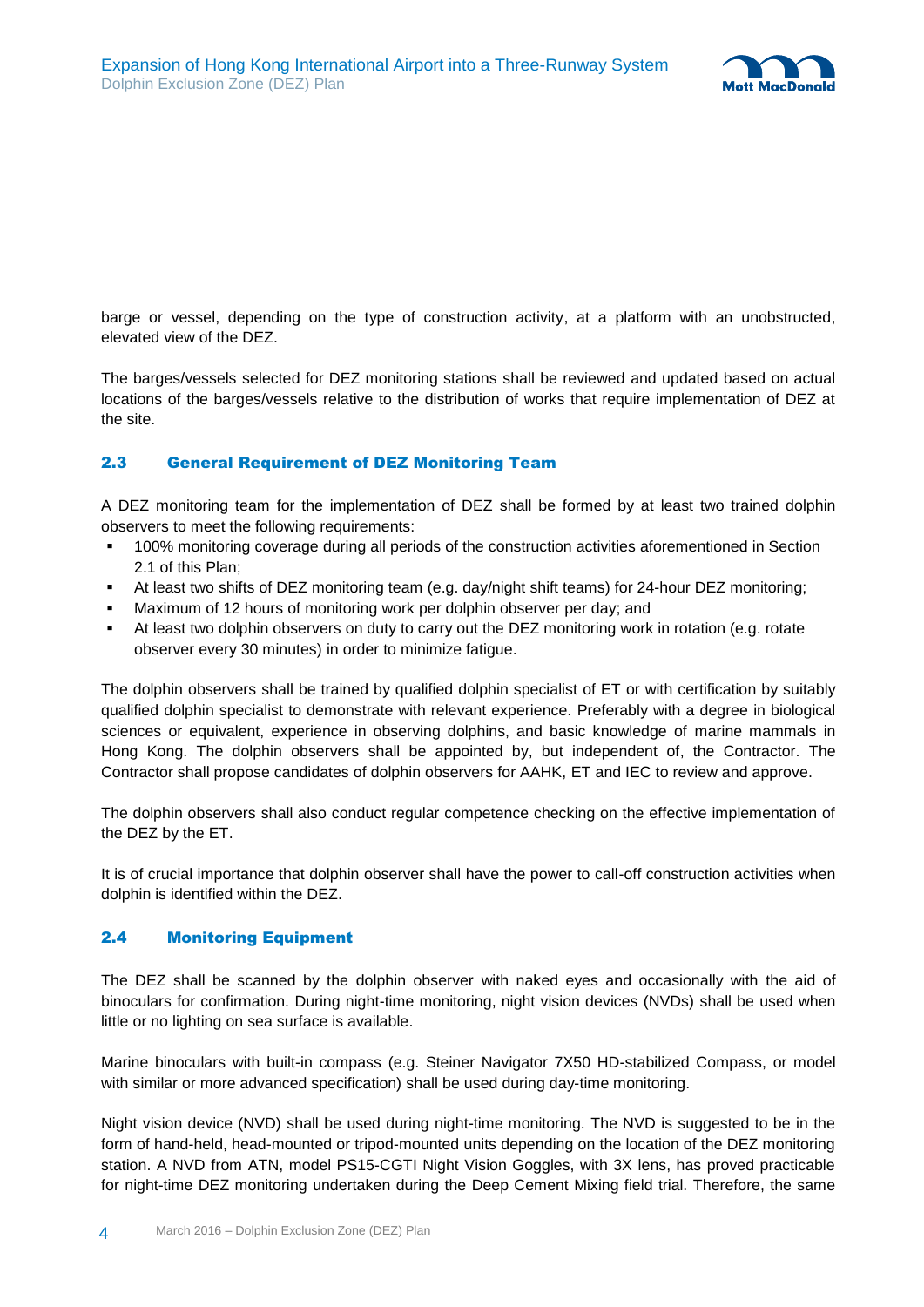barge or vessel, depending on the type of construction activity, at a platform with an unobstructed, elevated view of the DEZ.

The barges/vessels selected for DEZ monitoring stations shall be reviewed and updated based on actual locations of the barges/vessels relative to the distribution of works that require implementation of DEZ at the site.

### 2.3 General Requirement of DEZ Monitoring Team

A DEZ monitoring team for the implementation of DEZ shall be formed by at least two trained dolphin observers to meet the following requirements:

- 100% monitoring coverage during all periods of the construction activities aforementioned in Section 2.1 of this Plan;
- At least two shifts of DEZ monitoring team (e.g. day/night shift teams) for 24-hour DEZ monitoring;
- Maximum of 12 hours of monitoring work per dolphin observer per day; and
- At least two dolphin observers on duty to carry out the DEZ monitoring work in rotation (e.g. rotate observer every 30 minutes) in order to minimize fatigue.

The dolphin observers shall be trained by qualified dolphin specialist of ET or with certification by suitably qualified dolphin specialist to demonstrate with relevant experience. Preferably with a degree in biological sciences or equivalent, experience in observing dolphins, and basic knowledge of marine mammals in Hong Kong. The dolphin observers shall be appointed by, but independent of, the Contractor. The Contractor shall propose candidates of dolphin observers for AAHK, ET and IEC to review and approve.

The dolphin observers shall also conduct regular competence checking on the effective implementation of the DEZ by the ET.

It is of crucial importance that dolphin observer shall have the power to call-off construction activities when dolphin is identified within the DEZ.

### 2.4 Monitoring Equipment

The DEZ shall be scanned by the dolphin observer with naked eyes and occasionally with the aid of binoculars for confirmation. During night-time monitoring, night vision devices (NVDs) shall be used when little or no lighting on sea surface is available.

Marine binoculars with built-in compass (e.g. Steiner Navigator 7X50 HD-stabilized Compass, or model with similar or more advanced specification) shall be used during day-time monitoring.

Night vision device (NVD) shall be used during night-time monitoring. The NVD is suggested to be in the form of hand-held, head-mounted or tripod-mounted units depending on the location of the DEZ monitoring station. A NVD from ATN, model PS15-CGTI Night Vision Goggles, with 3X lens, has proved practicable for night-time DEZ monitoring undertaken during the Deep Cement Mixing field trial. Therefore, the same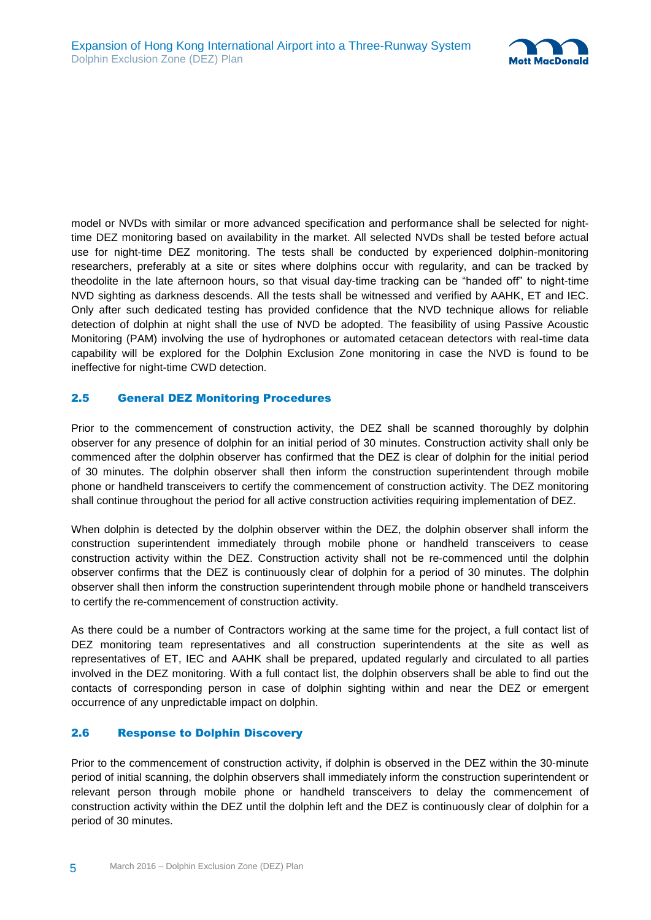model or NVDs with similar or more advanced specification and performance shall be selected for night-time DEZ monitoring based on availability in the market. All selected NVDs shall be tested before actual use for night-time DEZ monitoring. The tests shall be conducted by experienced dolphin-monitoring researchers, preferably at a site or sites where dolphins occur with regularity, and can be tracked by theodolite in the late afternoon hours, so that visual day-time tracking can be "handed off" to night-time NVD sighting as darkness descends. All the tests shall be witnessed and verified by AAHK, ET and IEC. Only after such dedicated testing has provided confidence that the NVD technique allows for reliable detection of dolphin at night shall the use of NVD be adopted. The feasibility of using Passive Acoustic Monitoring (PAM) involving the use of hydrophones or automated cetacean detectors with real-time data capability will be explored for the Dolphin Exclusion Zone monitoring in case the NVD is found to be ineffective for night-time CWD detection.

## 2.5 General DEZ Monitoring Procedures

Prior to the commencement of construction activity, the DEZ shall be scanned thoroughly by dolphin observer for any presence of dolphin for an initial period of 30 minutes. Construction activity shall only be commenced after the dolphin observer has confirmed that the DEZ is clear of dolphin for the initial period of 30 minutes. The dolphin observer shall then inform the construction superintendent through mobile phone or handheld transceivers to certify the commencement of construction activity. The DEZ monitoring shall continue throughout the period for all active construction activities requiring implementation of DEZ.

When dolphin is detected by the dolphin observer within the DEZ, the dolphin observer shall inform the construction superintendent immediately through mobile phone or handheld transceivers to cease construction activity within the DEZ. Construction activity shall not be re-commenced until the dolphin observer confirms that the DEZ is continuously clear of dolphin for a period of 30 minutes. The dolphin observer shall then inform the construction superintendent through mobile phone or handheld transceivers to certify the re-commencement of construction activity.

As there could be a number of Contractors working at the same time for the project, a full contact list of DEZ monitoring team representatives and all construction superintendents at the site as well as representatives of ET, IEC and AAHK shall be prepared, updated regularly and circulated to all parties involved in the DEZ monitoring. With a full contact list, the dolphin observers shall be able to find out the contacts of corresponding person in case of dolphin sighting within and near the DEZ or emergent occurrence of any unpredictable impact on dolphin.

## 2.6 Response to Dolphin Discovery

Prior to the commencement of construction activity, if dolphin is observed in the DEZ within the 30-minute period of initial scanning, the dolphin observers shall immediately inform the construction superintendent or relevant person through mobile phone or handheld transceivers to delay the commencement of construction activity within the DEZ until the dolphin left and the DEZ is continuously clear of dolphin for a period of 30 minutes.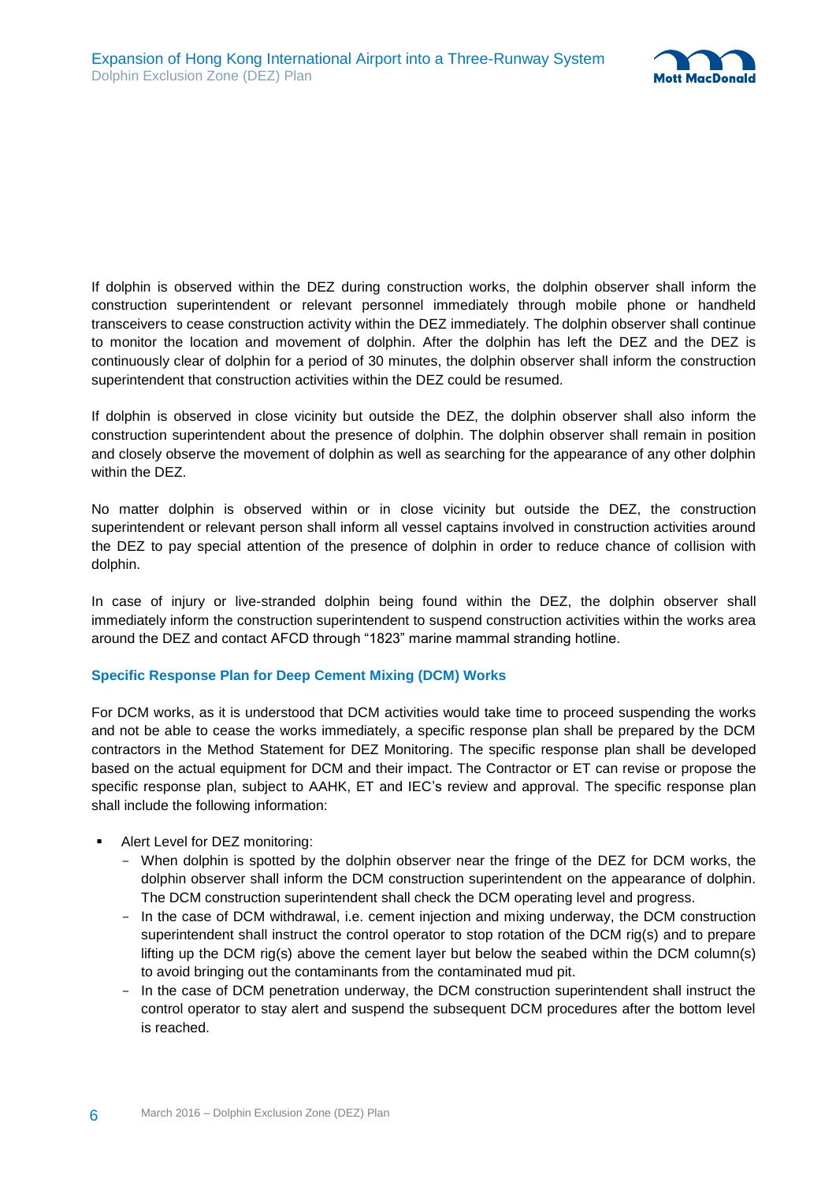If dolphin is observed within the DEZ during construction works, the dolphin observer shall inform the construction superintendent or relevant personnel immediately through mobile phone or handheld transceivers to cease construction activity within the DEZ immediately. The dolphin observer shall continue to monitor the location and movement of dolphin. After the dolphin has left the DEZ and the DEZ is continuously clear of dolphin for a period of 30 minutes, the dolphin observer shall inform the construction superintendent that construction activities within the DEZ could be resumed.

If dolphin is observed in close vicinity but outside the DEZ, the dolphin observer shall also inform the construction superintendent about the presence of dolphin. The dolphin observer shall remain in position and closely observe the movement of dolphin as well as searching for the appearance of any other dolphin within the DEZ.

No matter dolphin is observed within or in close vicinity but outside the DEZ, the construction superintendent or relevant person shall inform all vessel captains involved in construction activities around the DEZ to pay special attention of the presence of dolphin in order to reduce chance of collision with dolphin.

In case of injury or live-stranded dolphin being found within the DEZ, the dolphin observer shall immediately inform the construction superintendent to suspend construction activities within the works area around the DEZ and contact AFCD through "1823" marine mammal stranding hotline.

### Specific Response Plan for Deep Cement Mixing (DCM) Works

For DCM works, as it is understood that DCM activities would take time to proceed suspending the works and not be able to cease the works immediately, a specific response plan shall be prepared by the DCM contractors in the Method Statement for DEZ Monitoring. The specific response plan shall be developed based on the actual equipment for DCM and their impact. The Contractor or ET can revise or propose the specific response plan, subject to AAHK, ET and IEC's review and approval. The specific response plan shall include the following information:

- Alert Level for DEZ monitoring:
  - When dolphin is spotted by the dolphin observer near the fringe of the DEZ for DCM works, the dolphin observer shall inform the DCM construction superintendent on the appearance of dolphin. The DCM construction superintendent shall check the DCM operating level and progress.
  - In the case of DCM withdrawal, i.e. cement injection and mixing underway, the DCM construction superintendent shall instruct the control operator to stop rotation of the DCM rig(s) and to prepare lifting up the DCM rig(s) above the cement layer but below the seabed within the DCM column(s) to avoid bringing out the contaminants from the contaminated mud pit.
  - In the case of DCM penetration underway, the DCM construction superintendent shall instruct the control operator to stay alert and suspend the subsequent DCM procedures after the bottom level is reached.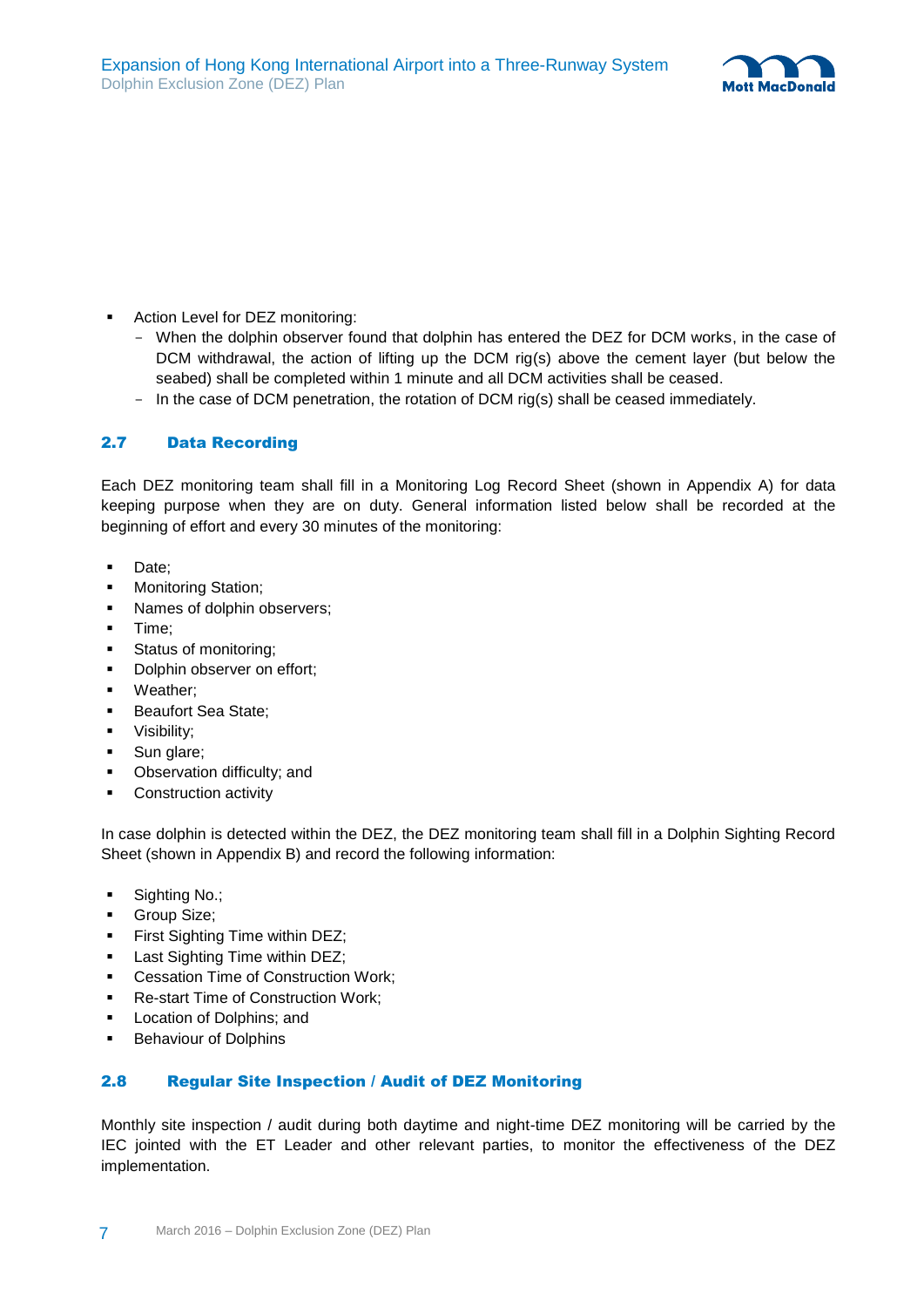- Action Level for DEZ monitoring:
  - When the dolphin observer found that dolphin has entered the DEZ for DCM works, in the case of DCM withdrawal, the action of lifting up the DCM rig(s) above the cement layer (but below the seabed) shall be completed within 1 minute and all DCM activities shall be ceased.
  - In the case of DCM penetration, the rotation of DCM rig(s) shall be ceased immediately.

## 2.7 Data Recording

Each DEZ monitoring team shall fill in a Monitoring Log Record Sheet (shown in Appendix A) for data keeping purpose when they are on duty. General information listed below shall be recorded at the beginning of effort and every 30 minutes of the monitoring:

- Date;
- Monitoring Station;
- Names of dolphin observers;
- Time;
- Status of monitoring;
- Dolphin observer on effort;
- Weather;
- Beaufort Sea State;
- Visibility;
- Sun glare;
- Observation difficulty; and
- Construction activity

In case dolphin is detected within the DEZ, the DEZ monitoring team shall fill in a Dolphin Sighting Record Sheet (shown in Appendix B) and record the following information:

- Sighting No.;
- Group Size;
- First Sighting Time within DEZ;
- Last Sighting Time within DEZ;
- Cessation Time of Construction Work;
- Re-start Time of Construction Work;
- Location of Dolphins; and
- Behaviour of Dolphins

## 2.8 Regular Site Inspection / Audit of DEZ Monitoring

Monthly site inspection / audit during both daytime and night-time DEZ monitoring will be carried by the IEC jointed with the ET Leader and other relevant parties, to monitor the effectiveness of the DEZ implementation.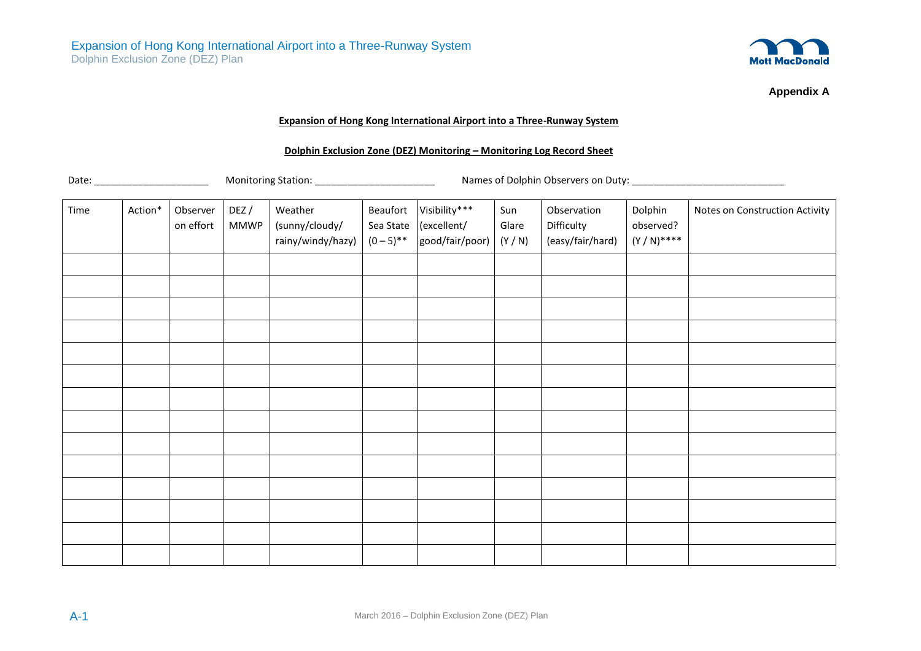**Appendix A**

**Expansion of Hong Kong International Airport into a Three-Runway System**

**Dolphin Exclusion Zone (DEZ) Monitoring – Monitoring Log Record Sheet**

Date: ____________________ Monitoring Station: ______________________ Names of Dolphin Observers on Duty: ___________________________

| Time | Action* | Observer on effort | DEZ / MMWP | Weather (sunny/cloudy/ rainy/windy/hazy) | Beaufort Sea State (0 – 5)** | Visibility*** (excellent/ good/fair/poor) | Sun Glare (Y / N) | Observation Difficulty (easy/fair/hard) | Dolphin observed? (Y / N)**** | Notes on Construction Activity |
|---|---|---|---|---|---|---|---|---|---|---|
| | | | | | | | | | | |
| | | | | | | | | | | |
| | | | | | | | | | | |
| | | | | | | | | | | |
| | | | | | | | | | | |
| | | | | | | | | | | |
| | | | | | | | | | | |
| | | | | | | | | | | |
| | | | | | | | | | | |
| | | | | | | | | | | |
| | | | | | | | | | | |
| | | | | | | | | | | |
| | | | | | | | | | | |
| | | | | | | | | | | |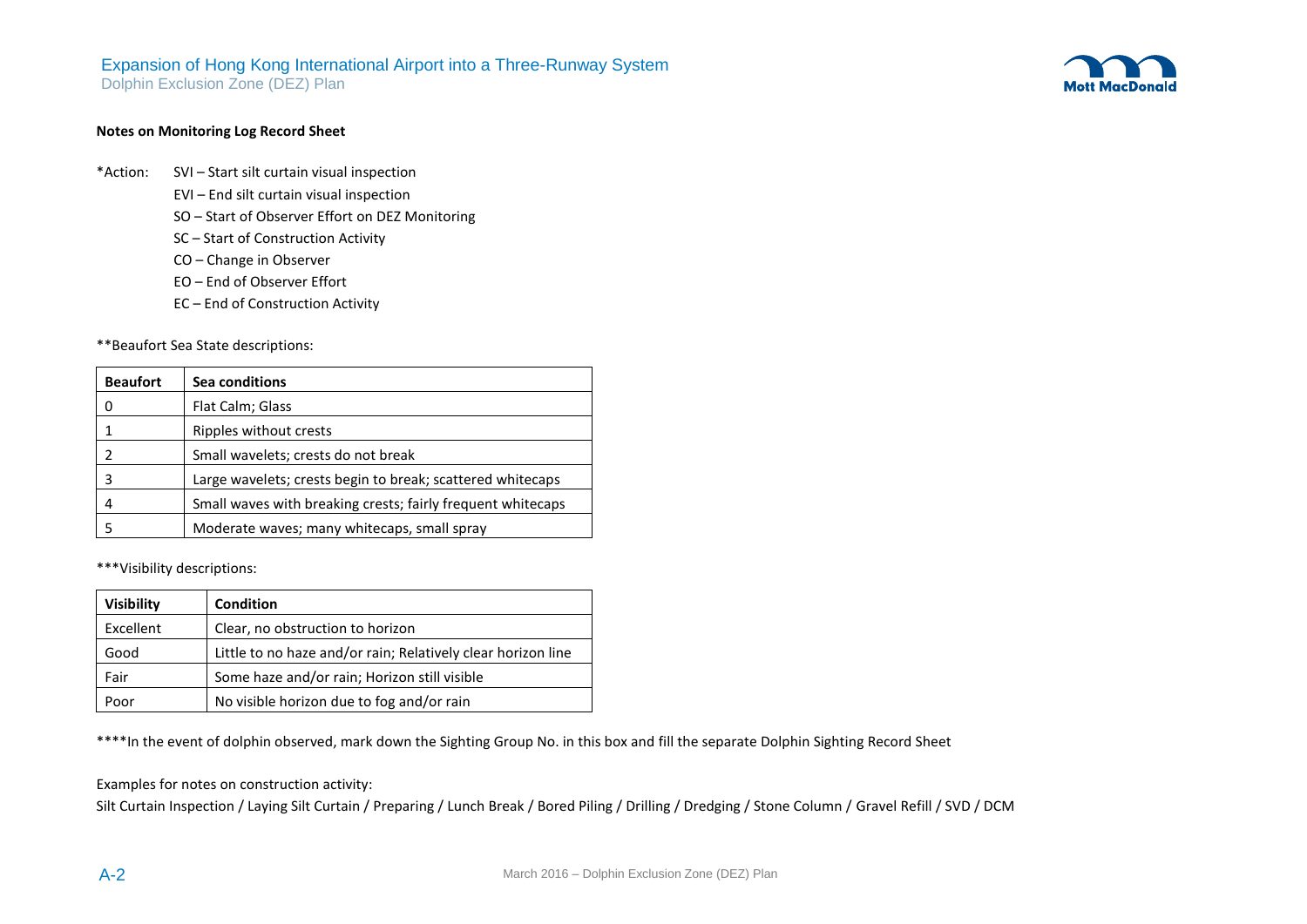**Notes on Monitoring Log Record Sheet**

*Action:
- SVI – Start silt curtain visual inspection
- EVI – End silt curtain visual inspection
- SO – Start of Observer Effort on DEZ Monitoring
- SC – Start of Construction Activity
- CO – Change in Observer
- EO – End of Observer Effort
- EC – End of Construction Activity

**Beaufort Sea State descriptions:

| Beaufort | Sea conditions |
|---|---|
| 0 | Flat Calm; Glass |
| 1 | Ripples without crests |
| 2 | Small wavelets; crests do not break |
| 3 | Large wavelets; crests begin to break; scattered whitecaps |
| 4 | Small waves with breaking crests; fairly frequent whitecaps |
| 5 | Moderate waves; many whitecaps, small spray |

***Visibility descriptions:

| Visibility | Condition |
|---|---|
| Excellent | Clear, no obstruction to horizon |
| Good | Little to no haze and/or rain; Relatively clear horizon line |
| Fair | Some haze and/or rain; Horizon still visible |
| Poor | No visible horizon due to fog and/or rain |

****In the event of dolphin observed, mark down the Sighting Group No. in this box and fill the separate Dolphin Sighting Record Sheet

Examples for notes on construction activity:
Silt Curtain Inspection / Laying Silt Curtain / Preparing / Lunch Break / Bored Piling / Drilling / Dredging / Stone Column / Gravel Refill / SVD / DCM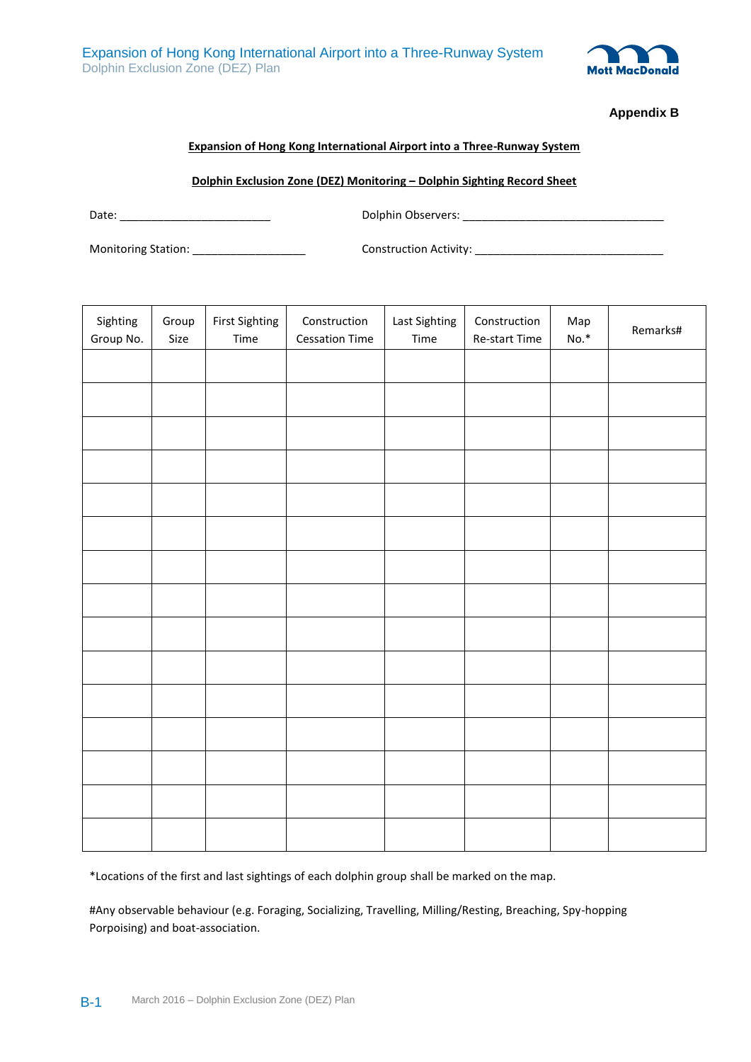**Appendix B**

**Expansion of Hong Kong International Airport into a Three-Runway System**

**Dolphin Exclusion Zone (DEZ) Monitoring – Dolphin Sighting Record Sheet**

Date: ________________________ Dolphin Observers: ________________________________

Monitoring Station: __________________ Construction Activity: ______________________________

| Sighting Group No. | Group Size | First Sighting Time | Construction Cessation Time | Last Sighting Time | Construction Re-start Time | Map No.* | Remarks# |
|---|---|---|---|---|---|---|---|
| | | | | | | | |
| | | | | | | | |
| | | | | | | | |
| | | | | | | | |
| | | | | | | | |
| | | | | | | | |
| | | | | | | | |
| | | | | | | | |
| | | | | | | | |
| | | | | | | | |
| | | | | | | | |
| | | | | | | | |
| | | | | | | | |
| | | | | | | | |
| | | | | | | | |

*Locations of the first and last sightings of each dolphin group shall be marked on the map.

#Any observable behaviour (e.g. Foraging, Socializing, Travelling, Milling/Resting, Breaching, Spy-hopping Porpoising) and boat-association.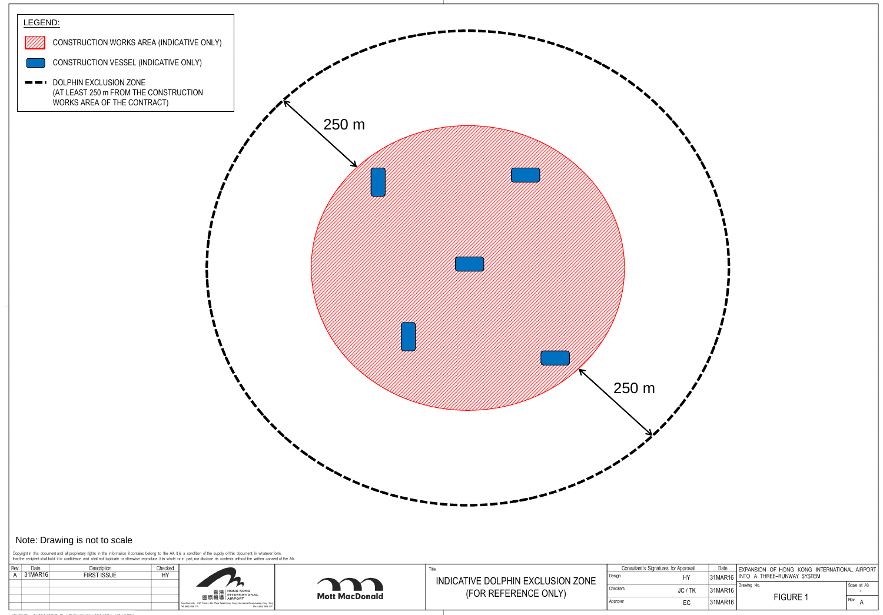LEGEND:

CONSTRUCTION WORKS AREA (INDICATIVE ONLY)

CONSTRUCTION VESSEL (INDICATIVE ONLY)

DOLPHIN EXCLUSION ZONE (AT LEAST 250 m FROM THE CONSTRUCTION WORKS AREA OF THE CONTRACT)

250 m

250 m

Note: Drawing is not to scale

Copyright in this document and all proprietary rights in the information it contains belong to the AA. It is a condition of the supply of this document, in whatever form, that the recipient shall hold it in confidence and shall not duplicate or otherwise reproduce it in whole or in part, nor disclose its contents without the written consent of the AA.

| Rev. | Date | Description | Checked |
|---|---|---|---|
| A | 31MAR16 | FIRST ISSUE | HY |

香港國際機場 HONG KONG INTERNATIONAL AIRPORT

Mott MacDonald

Title

INDICATIVE DOLPHIN EXCLUSION ZONE (FOR REFERENCE ONLY)

| Consultant's Signatures for Approval | | Date |
|---|---|---|
| Design | HY | 31MAR16 |
| Checkers | JC / TK | 31MAR16 |
| Approver | EC | 31MAR16 |

EXPANSION OF HONG KONG INTERNATIONAL AIRPORT INTO A THREE-RUNWAY SYSTEM

Drawing No. FIGURE 1

Scale at A3 -

Rev. A